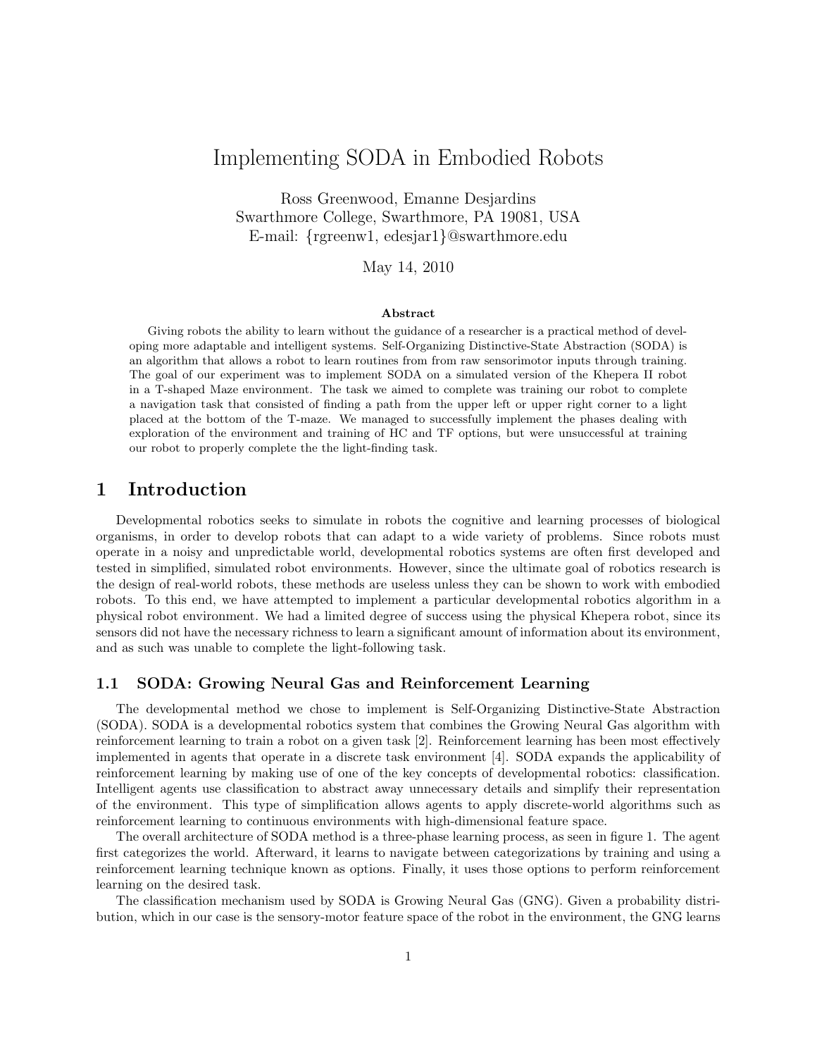# Implementing SODA in Embodied Robots

Ross Greenwood, Emanne Desjardins
Swarthmore College, Swarthmore, PA 19081, USA
E-mail: {rgreenw1, edesjar1}@swarthmore.edu

May 14, 2010

**Abstract**

Giving robots the ability to learn without the guidance of a researcher is a practical method of developing more adaptable and intelligent systems. Self-Organizing Distinctive-State Abstraction (SODA) is an algorithm that allows a robot to learn routines from from raw sensorimotor inputs through training. The goal of our experiment was to implement SODA on a simulated version of the Khepera II robot in a T-shaped Maze environment. The task we aimed to complete was training our robot to complete a navigation task that consisted of finding a path from the upper left or upper right corner to a light placed at the bottom of the T-maze. We managed to successfully implement the phases dealing with exploration of the environment and training of HC and TF options, but were unsuccessful at training our robot to properly complete the the light-finding task.

## 1 Introduction

Developmental robotics seeks to simulate in robots the cognitive and learning processes of biological organisms, in order to develop robots that can adapt to a wide variety of problems. Since robots must operate in a noisy and unpredictable world, developmental robotics systems are often first developed and tested in simplified, simulated robot environments. However, since the ultimate goal of robotics research is the design of real-world robots, these methods are useless unless they can be shown to work with embodied robots. To this end, we have attempted to implement a particular developmental robotics algorithm in a physical robot environment. We had a limited degree of success using the physical Khepera robot, since its sensors did not have the necessary richness to learn a significant amount of information about its environment, and as such was unable to complete the light-following task.

### 1.1 SODA: Growing Neural Gas and Reinforcement Learning

The developmental method we chose to implement is Self-Organizing Distinctive-State Abstraction (SODA). SODA is a developmental robotics system that combines the Growing Neural Gas algorithm with reinforcement learning to train a robot on a given task [2]. Reinforcement learning has been most effectively implemented in agents that operate in a discrete task environment [4]. SODA expands the applicability of reinforcement learning by making use of one of the key concepts of developmental robotics: classification. Intelligent agents use classification to abstract away unnecessary details and simplify their representation of the environment. This type of simplification allows agents to apply discrete-world algorithms such as reinforcement learning to continuous environments with high-dimensional feature space.

The overall architecture of SODA method is a three-phase learning process, as seen in figure 1. The agent first categorizes the world. Afterward, it learns to navigate between categorizations by training and using a reinforcement learning technique known as options. Finally, it uses those options to perform reinforcement learning on the desired task.

The classification mechanism used by SODA is Growing Neural Gas (GNG). Given a probability distribution, which in our case is the sensory-motor feature space of the robot in the environment, the GNG learns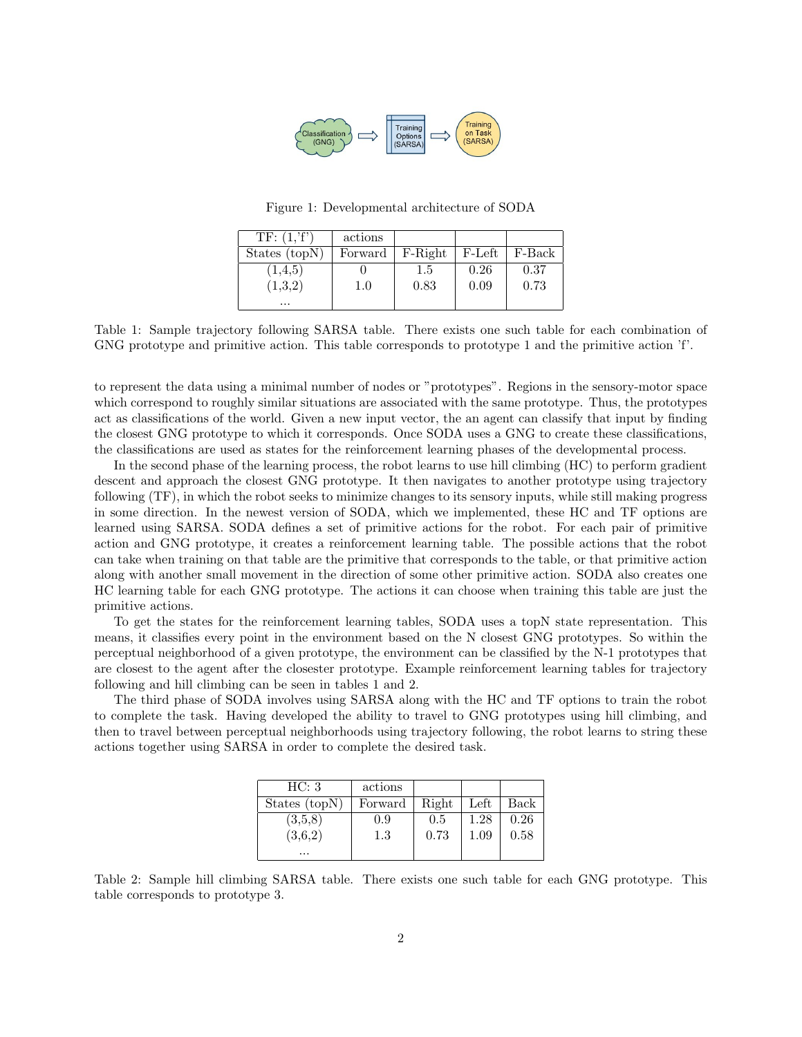Figure 1: Developmental architecture of SODA

| TF: (1,'f') | actions | | | |
|---|---|---|---|---|
| States (topN) | Forward | F-Right | F-Left | F-Back |
| (1,4,5) | 0 | 1.5 | 0.26 | 0.37 |
| (1,3,2) | 1.0 | 0.83 | 0.09 | 0.73 |
| ... | | | | |

Table 1: Sample trajectory following SARSA table. There exists one such table for each combination of GNG prototype and primitive action. This table corresponds to prototype 1 and the primitive action 'f'.

to represent the data using a minimal number of nodes or "prototypes". Regions in the sensory-motor space which correspond to roughly similar situations are associated with the same prototype. Thus, the prototypes act as classifications of the world. Given a new input vector, the an agent can classify that input by finding the closest GNG prototype to which it corresponds. Once SODA uses a GNG to create these classifications, the classifications are used as states for the reinforcement learning phases of the developmental process.

In the second phase of the learning process, the robot learns to use hill climbing (HC) to perform gradient descent and approach the closest GNG prototype. It then navigates to another prototype using trajectory following (TF), in which the robot seeks to minimize changes to its sensory inputs, while still making progress in some direction. In the newest version of SODA, which we implemented, these HC and TF options are learned using SARSA. SODA defines a set of primitive actions for the robot. For each pair of primitive action and GNG prototype, it creates a reinforcement learning table. The possible actions that the robot can take when training on that table are the primitive that corresponds to the table, or that primitive action along with another small movement in the direction of some other primitive action. SODA also creates one HC learning table for each GNG prototype. The actions it can choose when training this table are just the primitive actions.

To get the states for the reinforcement learning tables, SODA uses a topN state representation. This means, it classifies every point in the environment based on the N closest GNG prototypes. So within the perceptual neighborhood of a given prototype, the environment can be classified by the N-1 prototypes that are closest to the agent after the closester prototype. Example reinforcement learning tables for trajectory following and hill climbing can be seen in tables 1 and 2.

The third phase of SODA involves using SARSA along with the HC and TF options to train the robot to complete the task. Having developed the ability to travel to GNG prototypes using hill climbing, and then to travel between perceptual neighborhoods using trajectory following, the robot learns to string these actions together using SARSA in order to complete the desired task.

| HC: 3 | actions | | | |
|---|---|---|---|---|
| States (topN) | Forward | Right | Left | Back |
| (3,5,8) | 0.9 | 0.5 | 1.28 | 0.26 |
| (3,6,2) | 1.3 | 0.73 | 1.09 | 0.58 |
| ... | | | | |

Table 2: Sample hill climbing SARSA table. There exists one such table for each GNG prototype. This table corresponds to prototype 3.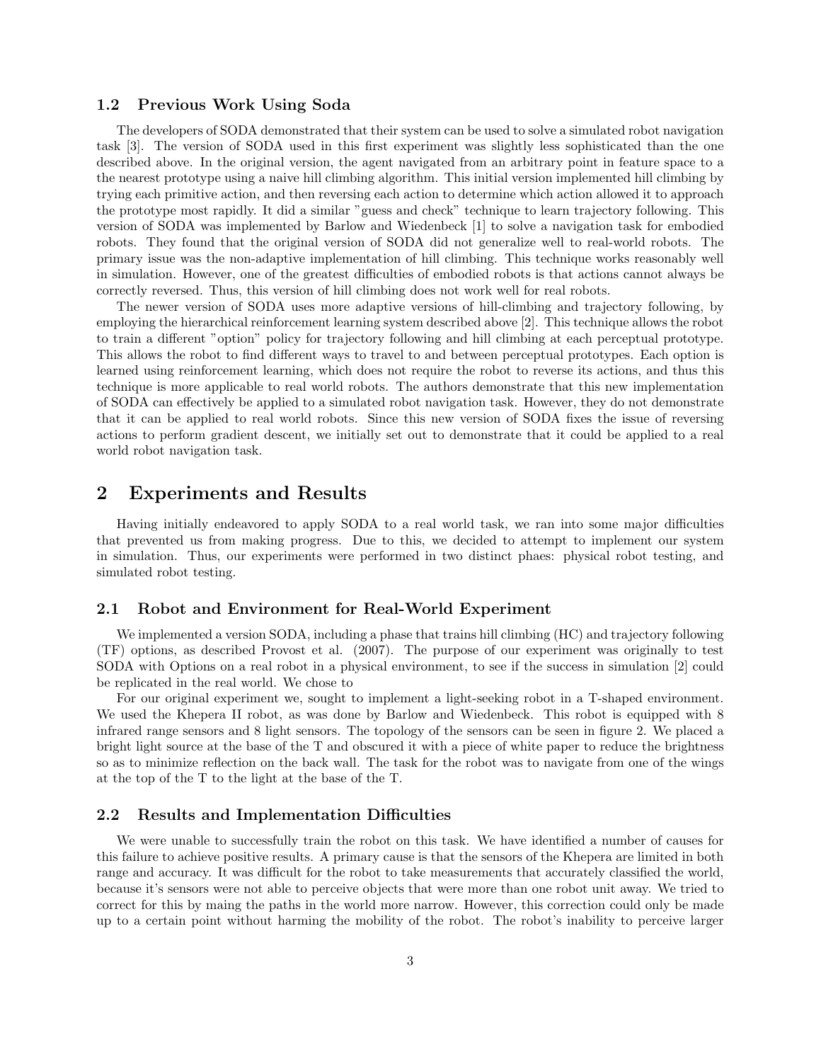### 1.2 Previous Work Using Soda

The developers of SODA demonstrated that their system can be used to solve a simulated robot navigation task [3]. The version of SODA used in this first experiment was slightly less sophisticated than the one described above. In the original version, the agent navigated from an arbitrary point in feature space to a the nearest prototype using a naive hill climbing algorithm. This initial version implemented hill climbing by trying each primitive action, and then reversing each action to determine which action allowed it to approach the prototype most rapidly. It did a similar "guess and check" technique to learn trajectory following. This version of SODA was implemented by Barlow and Wiedenbeck [1] to solve a navigation task for embodied robots. They found that the original version of SODA did not generalize well to real-world robots. The primary issue was the non-adaptive implementation of hill climbing. This technique works reasonably well in simulation. However, one of the greatest difficulties of embodied robots is that actions cannot always be correctly reversed. Thus, this version of hill climbing does not work well for real robots.

The newer version of SODA uses more adaptive versions of hill-climbing and trajectory following, by employing the hierarchical reinforcement learning system described above [2]. This technique allows the robot to train a different "option" policy for trajectory following and hill climbing at each perceptual prototype. This allows the robot to find different ways to travel to and between perceptual prototypes. Each option is learned using reinforcement learning, which does not require the robot to reverse its actions, and thus this technique is more applicable to real world robots. The authors demonstrate that this new implementation of SODA can effectively be applied to a simulated robot navigation task. However, they do not demonstrate that it can be applied to real world robots. Since this new version of SODA fixes the issue of reversing actions to perform gradient descent, we initially set out to demonstrate that it could be applied to a real world robot navigation task.

## 2 Experiments and Results

Having initially endeavored to apply SODA to a real world task, we ran into some major difficulties that prevented us from making progress. Due to this, we decided to attempt to implement our system in simulation. Thus, our experiments were performed in two distinct phaes: physical robot testing, and simulated robot testing.

### 2.1 Robot and Environment for Real-World Experiment

We implemented a version SODA, including a phase that trains hill climbing (HC) and trajectory following (TF) options, as described Provost et al. (2007). The purpose of our experiment was originally to test SODA with Options on a real robot in a physical environment, to see if the success in simulation [2] could be replicated in the real world. We chose to

For our original experiment we, sought to implement a light-seeking robot in a T-shaped environment. We used the Khepera II robot, as was done by Barlow and Wiedenbeck. This robot is equipped with 8 infrared range sensors and 8 light sensors. The topology of the sensors can be seen in figure 2. We placed a bright light source at the base of the T and obscured it with a piece of white paper to reduce the brightness so as to minimize reflection on the back wall. The task for the robot was to navigate from one of the wings at the top of the T to the light at the base of the T.

### 2.2 Results and Implementation Difficulties

We were unable to successfully train the robot on this task. We have identified a number of causes for this failure to achieve positive results. A primary cause is that the sensors of the Khepera are limited in both range and accuracy. It was difficult for the robot to take measurements that accurately classified the world, because it's sensors were not able to perceive objects that were more than one robot unit away. We tried to correct for this by maing the paths in the world more narrow. However, this correction could only be made up to a certain point without harming the mobility of the robot. The robot's inability to perceive larger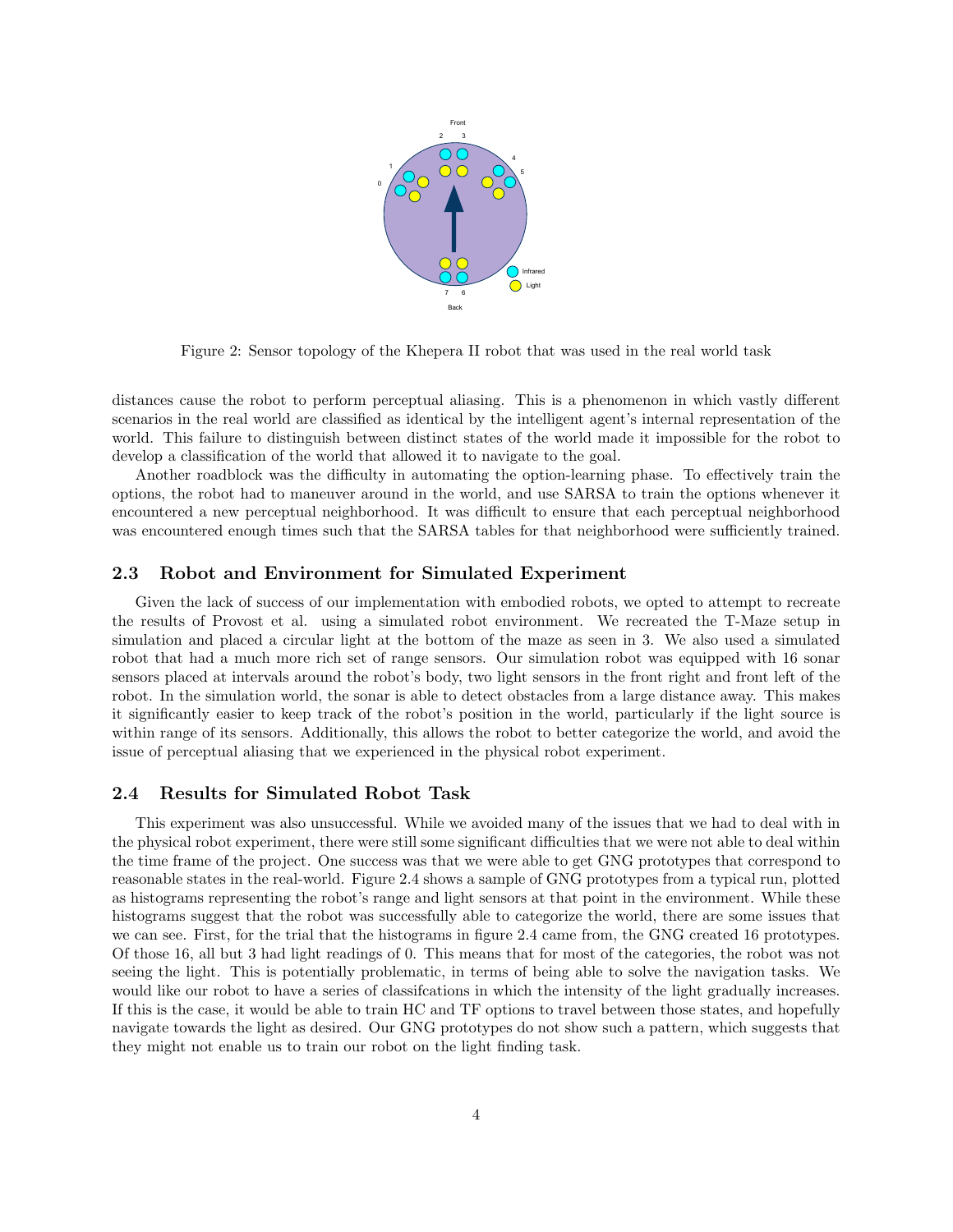Figure 2: Sensor topology of the Khepera II robot that was used in the real world task

distances cause the robot to perform perceptual aliasing. This is a phenomenon in which vastly different scenarios in the real world are classified as identical by the intelligent agent's internal representation of the world. This failure to distinguish between distinct states of the world made it impossible for the robot to develop a classification of the world that allowed it to navigate to the goal.

Another roadblock was the difficulty in automating the option-learning phase. To effectively train the options, the robot had to maneuver around in the world, and use SARSA to train the options whenever it encountered a new perceptual neighborhood. It was difficult to ensure that each perceptual neighborhood was encountered enough times such that the SARSA tables for that neighborhood were sufficiently trained.

## 2.3 Robot and Environment for Simulated Experiment

Given the lack of success of our implementation with embodied robots, we opted to attempt to recreate the results of Provost et al. using a simulated robot environment. We recreated the T-Maze setup in simulation and placed a circular light at the bottom of the maze as seen in 3. We also used a simulated robot that had a much more rich set of range sensors. Our simulation robot was equipped with 16 sonar sensors placed at intervals around the robot's body, two light sensors in the front right and front left of the robot. In the simulation world, the sonar is able to detect obstacles from a large distance away. This makes it significantly easier to keep track of the robot's position in the world, particularly if the light source is within range of its sensors. Additionally, this allows the robot to better categorize the world, and avoid the issue of perceptual aliasing that we experienced in the physical robot experiment.

## 2.4 Results for Simulated Robot Task

This experiment was also unsuccessful. While we avoided many of the issues that we had to deal with in the physical robot experiment, there were still some significant difficulties that we were not able to deal within the time frame of the project. One success was that we were able to get GNG prototypes that correspond to reasonable states in the real-world. Figure 2.4 shows a sample of GNG prototypes from a typical run, plotted as histograms representing the robot's range and light sensors at that point in the environment. While these histograms suggest that the robot was successfully able to categorize the world, there are some issues that we can see. First, for the trial that the histograms in figure 2.4 came from, the GNG created 16 prototypes. Of those 16, all but 3 had light readings of 0. This means that for most of the categories, the robot was not seeing the light. This is potentially problematic, in terms of being able to solve the navigation tasks. We would like our robot to have a series of classifcations in which the intensity of the light gradually increases. If this is the case, it would be able to train HC and TF options to travel between those states, and hopefully navigate towards the light as desired. Our GNG prototypes do not show such a pattern, which suggests that they might not enable us to train our robot on the light finding task.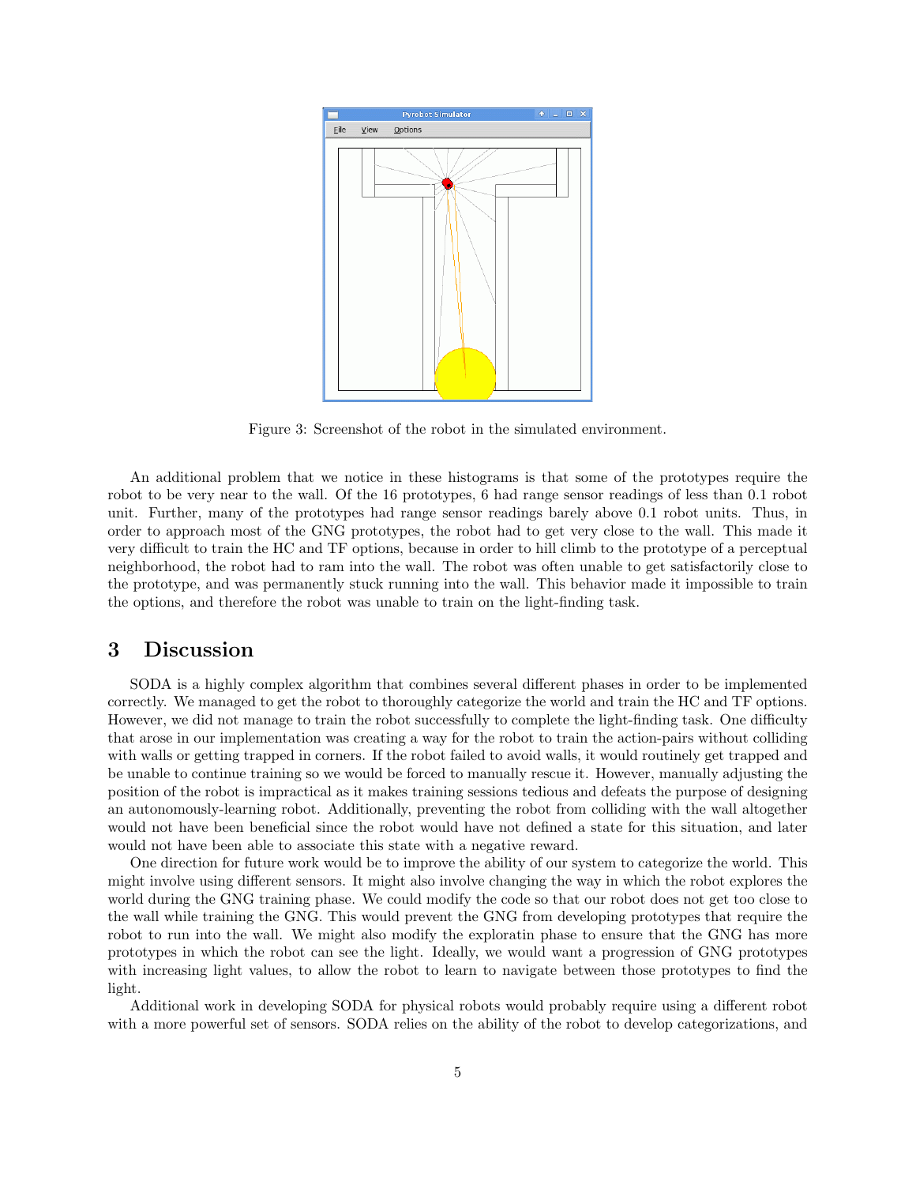Figure 3: Screenshot of the robot in the simulated environment.

An additional problem that we notice in these histograms is that some of the prototypes require the robot to be very near to the wall. Of the 16 prototypes, 6 had range sensor readings of less than 0.1 robot unit. Further, many of the prototypes had range sensor readings barely above 0.1 robot units. Thus, in order to approach most of the GNG prototypes, the robot had to get very close to the wall. This made it very difficult to train the HC and TF options, because in order to hill climb to the prototype of a perceptual neighborhood, the robot had to ram into the wall. The robot was often unable to get satisfactorily close to the prototype, and was permanently stuck running into the wall. This behavior made it impossible to train the options, and therefore the robot was unable to train on the light-finding task.

# 3 Discussion

SODA is a highly complex algorithm that combines several different phases in order to be implemented correctly. We managed to get the robot to thoroughly categorize the world and train the HC and TF options. However, we did not manage to train the robot successfully to complete the light-finding task. One difficulty that arose in our implementation was creating a way for the robot to train the action-pairs without colliding with walls or getting trapped in corners. If the robot failed to avoid walls, it would routinely get trapped and be unable to continue training so we would be forced to manually rescue it. However, manually adjusting the position of the robot is impractical as it makes training sessions tedious and defeats the purpose of designing an autonomously-learning robot. Additionally, preventing the robot from colliding with the wall altogether would not have been beneficial since the robot would have not defined a state for this situation, and later would not have been able to associate this state with a negative reward.

One direction for future work would be to improve the ability of our system to categorize the world. This might involve using different sensors. It might also involve changing the way in which the robot explores the world during the GNG training phase. We could modify the code so that our robot does not get too close to the wall while training the GNG. This would prevent the GNG from developing prototypes that require the robot to run into the wall. We might also modify the exploratin phase to ensure that the GNG has more prototypes in which the robot can see the light. Ideally, we would want a progression of GNG prototypes with increasing light values, to allow the robot to learn to navigate between those prototypes to find the light.

Additional work in developing SODA for physical robots would probably require using a different robot with a more powerful set of sensors. SODA relies on the ability of the robot to develop categorizations, and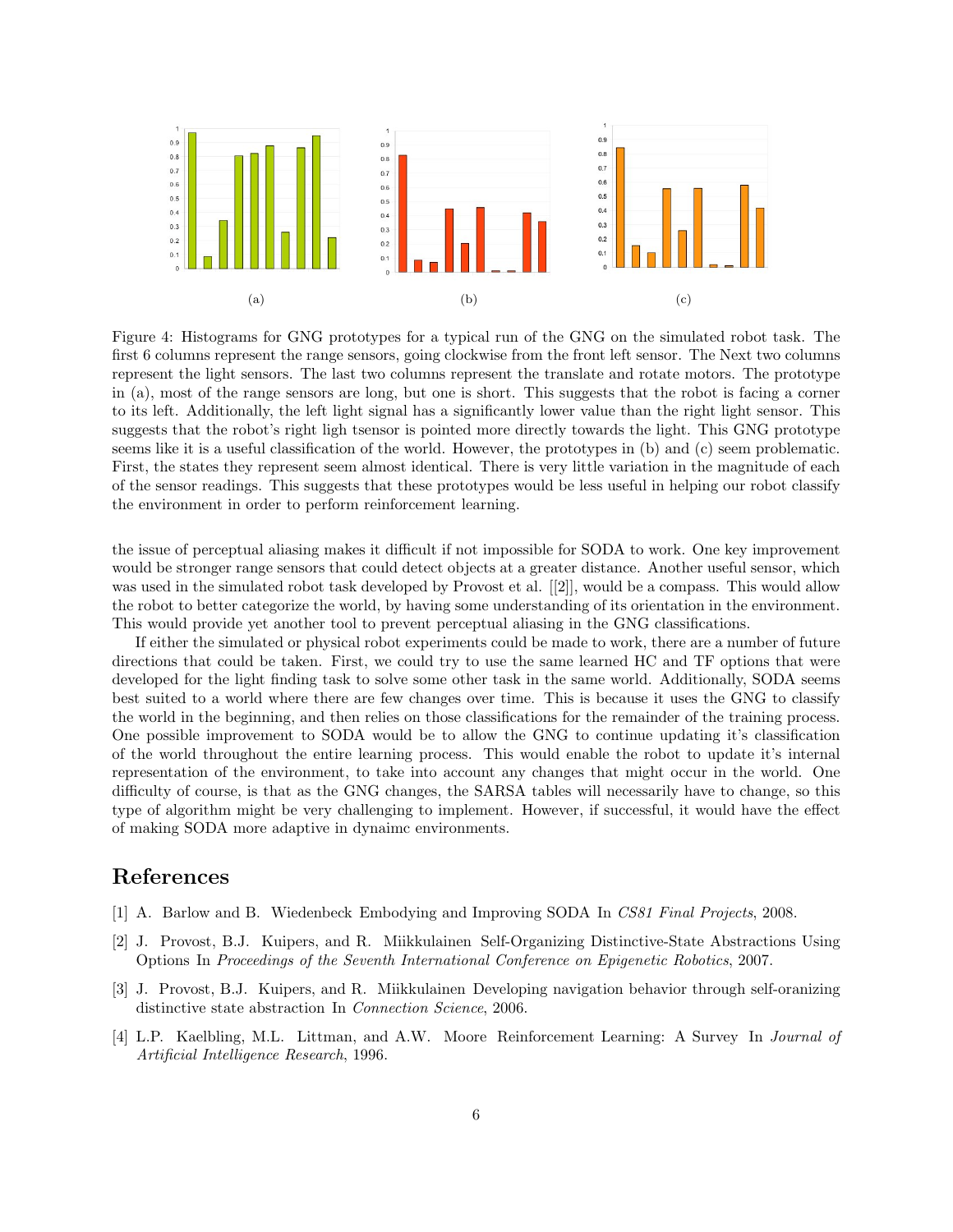1
0.9
0.8
0.7
0.6
0.5
0.4
0.3
0.2
0.1
0

(a)

1
0.9
0.8
0.7
0.6
0.5
0.4
0.3
0.2
0.1
0

(b)

1
0.9
0.8
0.7
0.6
0.5
0.4
0.3
0.2
0.1
0

(c)

Figure 4: Histograms for GNG prototypes for a typical run of the GNG on the simulated robot task. The first 6 columns represent the range sensors, going clockwise from the front left sensor. The Next two columns represent the light sensors. The last two columns represent the translate and rotate motors. The prototype in (a), most of the range sensors are long, but one is short. This suggests that the robot is facing a corner to its left. Additionally, the left light signal has a significantly lower value than the right light sensor. This suggests that the robot's right ligh tsensor is pointed more directly towards the light. This GNG prototype seems like it is a useful classification of the world. However, the prototypes in (b) and (c) seem problematic. First, the states they represent seem almost identical. There is very little variation in the magnitude of each of the sensor readings. This suggests that these prototypes would be less useful in helping our robot classify the environment in order to perform reinforcement learning.

the issue of perceptual aliasing makes it difficult if not impossible for SODA to work. One key improvement would be stronger range sensors that could detect objects at a greater distance. Another useful sensor, which was used in the simulated robot task developed by Provost et al. [[2]], would be a compass. This would allow the robot to better categorize the world, by having some understanding of its orientation in the environment. This would provide yet another tool to prevent perceptual aliasing in the GNG classifications.

If either the simulated or physical robot experiments could be made to work, there are a number of future directions that could be taken. First, we could try to use the same learned HC and TF options that were developed for the light finding task to solve some other task in the same world. Additionally, SODA seems best suited to a world where there are few changes over time. This is because it uses the GNG to classify the world in the beginning, and then relies on those classifications for the remainder of the training process. One possible improvement to SODA would be to allow the GNG to continue updating it's classification of the world throughout the entire learning process. This would enable the robot to update it's internal representation of the environment, to take into account any changes that might occur in the world. One difficulty of course, is that as the GNG changes, the SARSA tables will necessarily have to change, so this type of algorithm might be very challenging to implement. However, if successful, it would have the effect of making SODA more adaptive in dynaimc environments.

# References

[1] A. Barlow and B. Wiedenbeck Embodying and Improving SODA In *CS81 Final Projects*, 2008.

[2] J. Provost, B.J. Kuipers, and R. Miikkulainen Self-Organizing Distinctive-State Abstractions Using Options In *Proceedings of the Seventh International Conference on Epigenetic Robotics*, 2007.

[3] J. Provost, B.J. Kuipers, and R. Miikkulainen Developing navigation behavior through self-oranizing distinctive state abstraction In *Connection Science*, 2006.

[4] L.P. Kaelbling, M.L. Littman, and A.W. Moore Reinforcement Learning: A Survey In *Journal of Artificial Intelligence Research*, 1996.